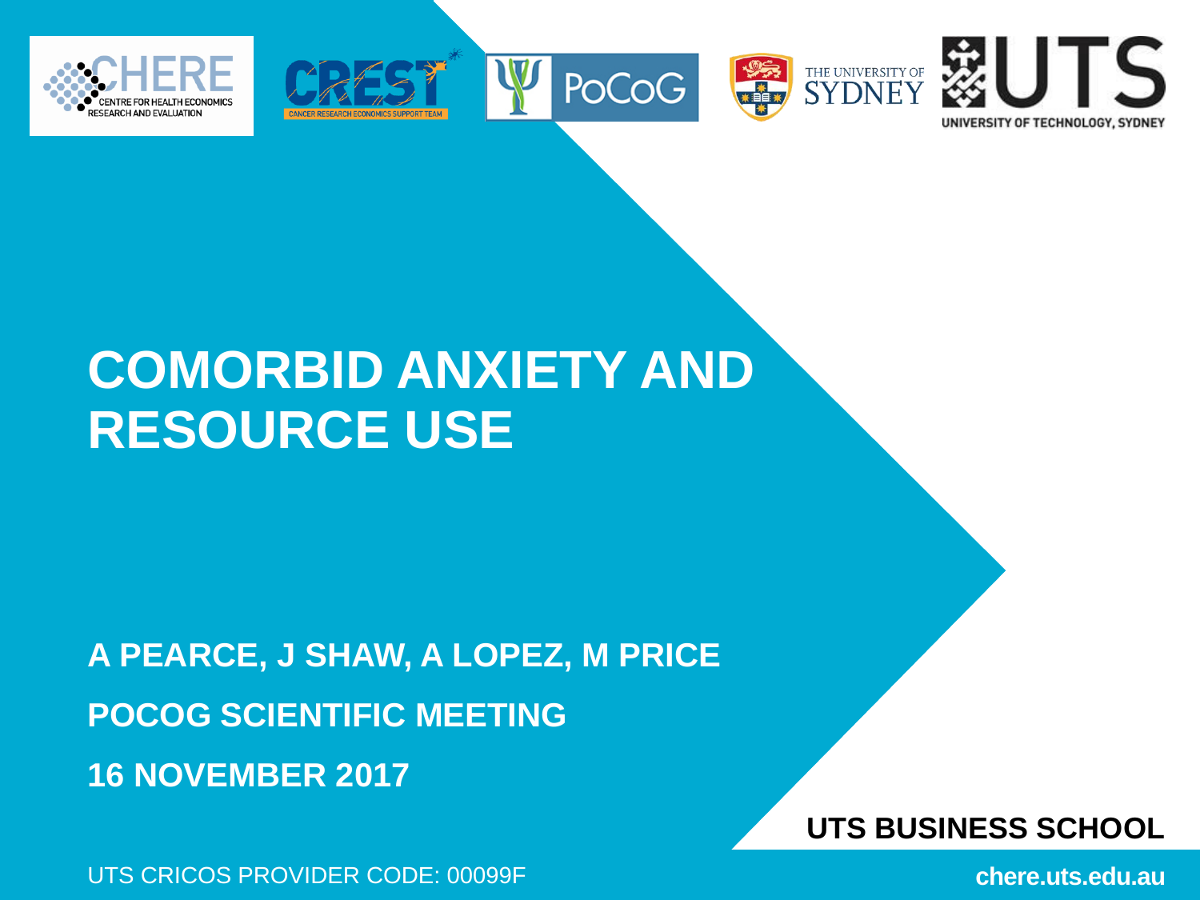# COMORBID ANXIETY AND RESOURCE USE

**A PEARCE, J SHAW, A LOPEZ, M PRICE**

**POCOG SCIENTIFIC MEETING**

**16 NOVEMBER 2017**

**UTS BUSINESS SCHOOL**

UTS CRICOS PROVIDER CODE: 00099F

**chere.uts.edu.au**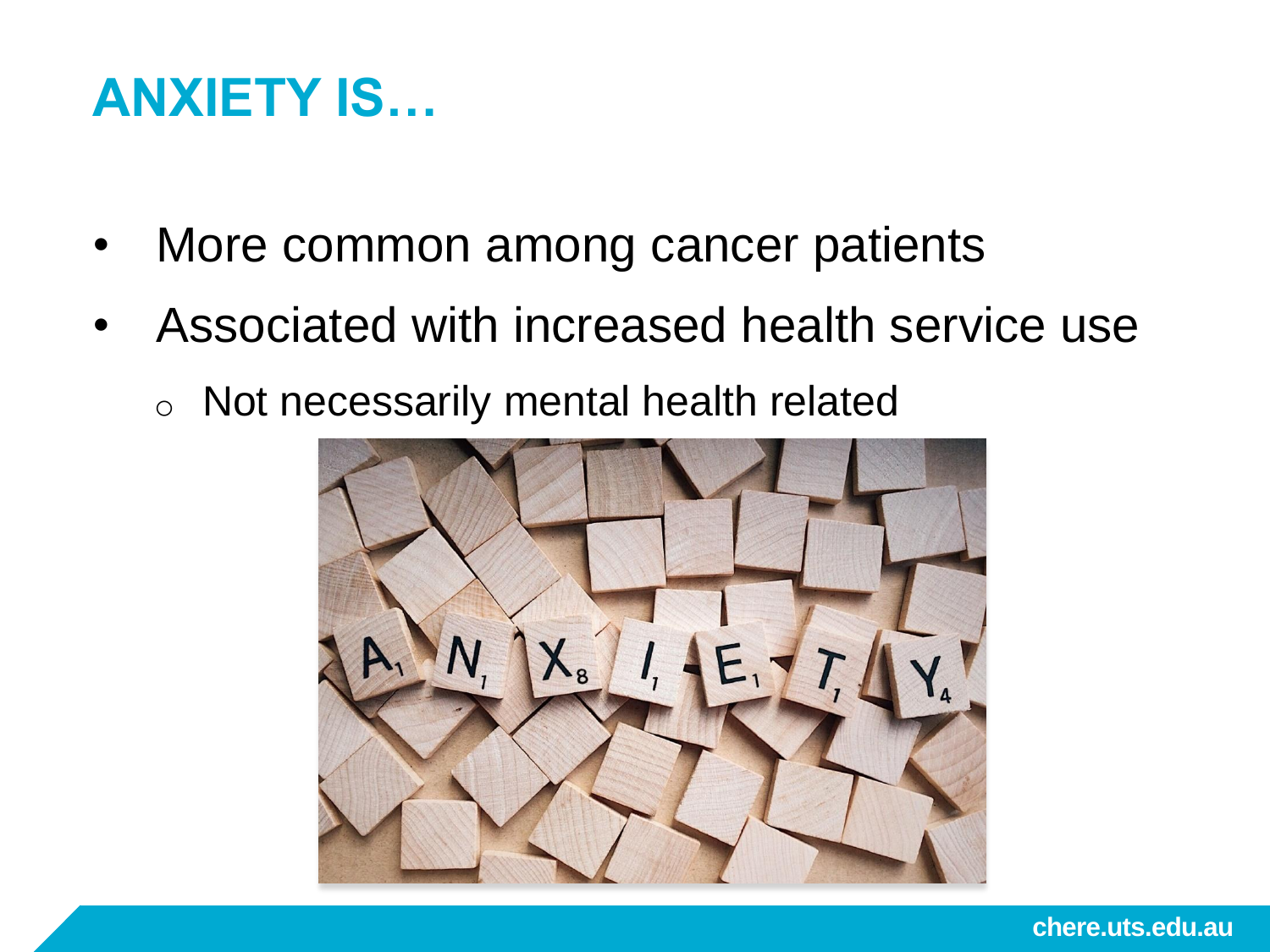# ANXIETY IS…

- More common among cancer patients
- Associated with increased health service use
  - Not necessarily mental health related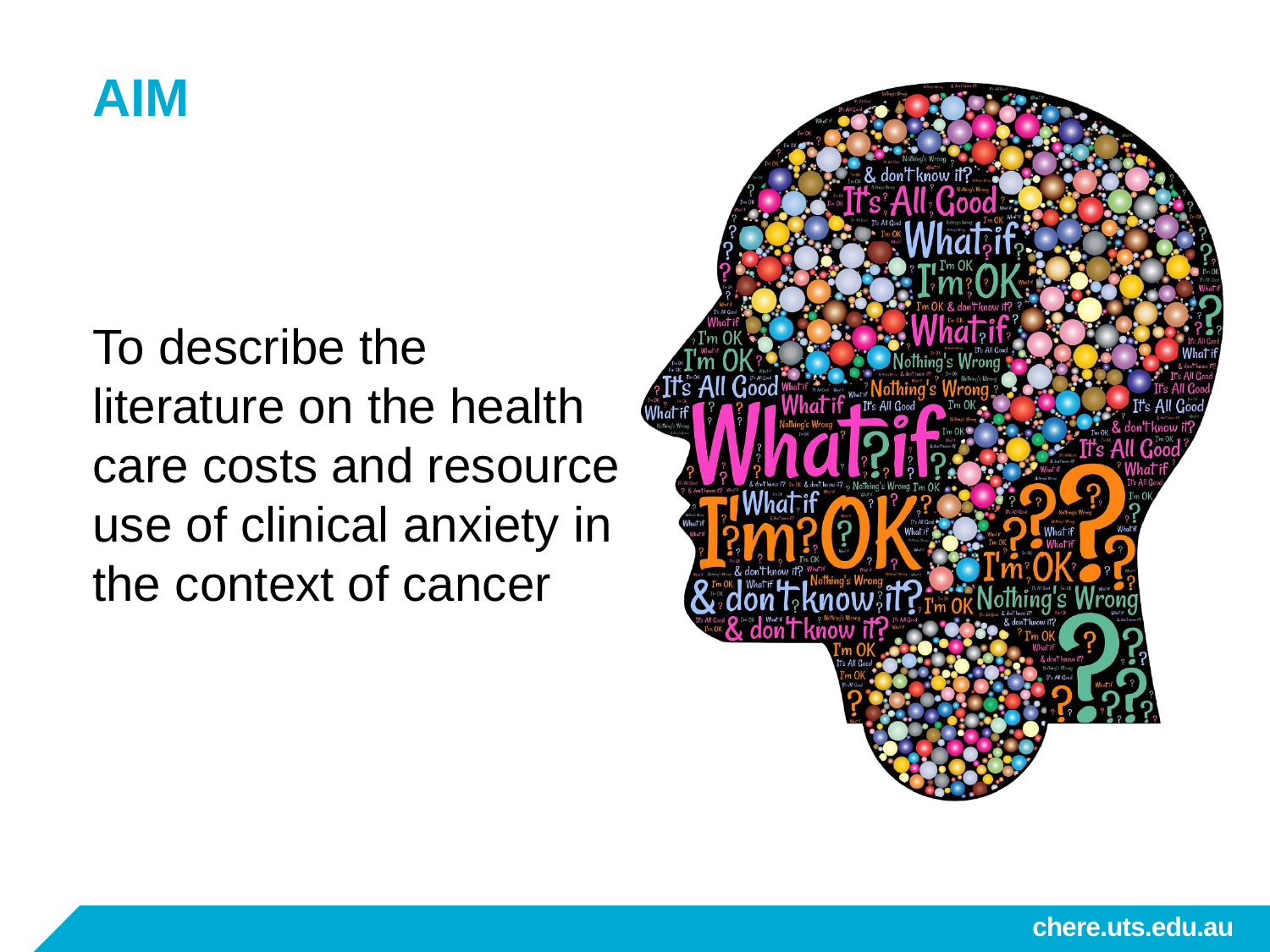# AIM

To describe the literature on the health care costs and resource use of clinical anxiety in the context of cancer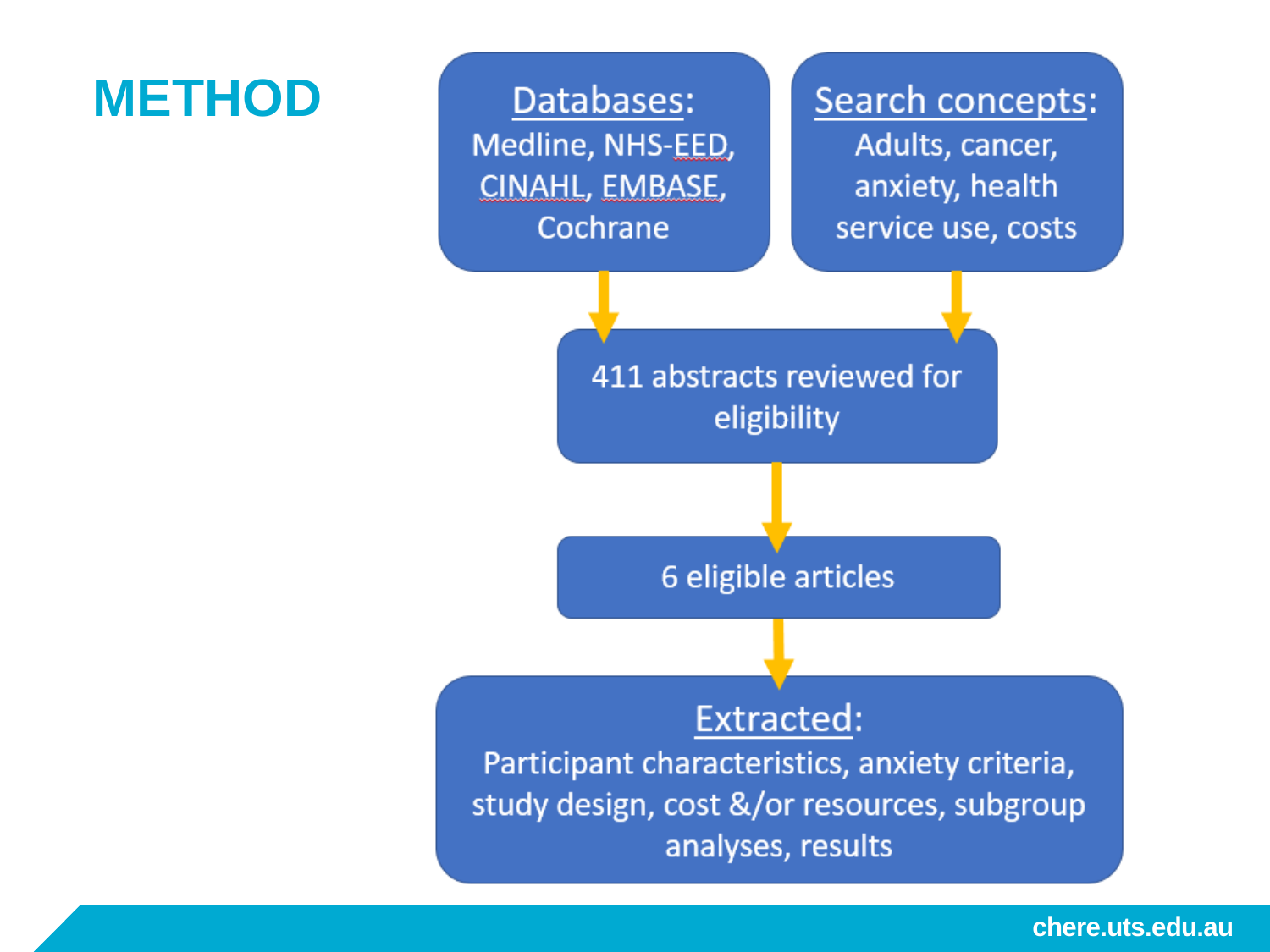# METHOD

**Databases:**
Medline, NHS-EED, CINAHL, EMBASE, Cochrane

**Search concepts:**
Adults, cancer, anxiety, health service use, costs

411 abstracts reviewed for eligibility

6 eligible articles

**Extracted:**
Participant characteristics, anxiety criteria, study design, cost &/or resources, subgroup analyses, results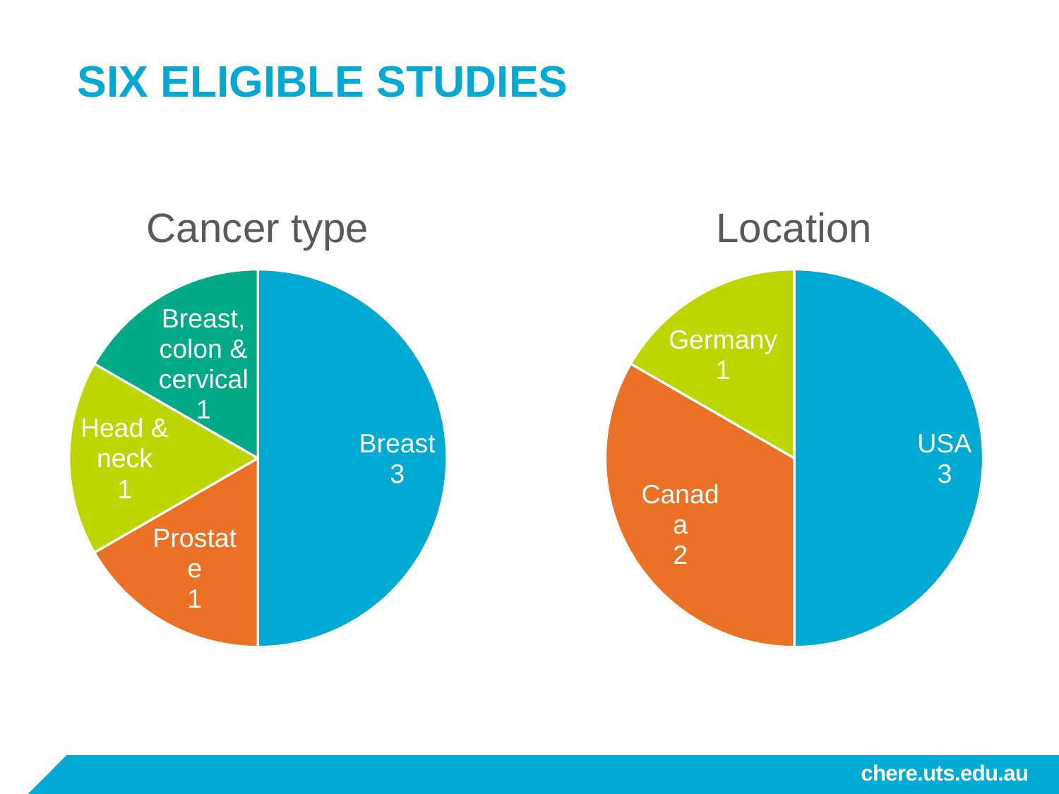# SIX ELIGIBLE STUDIES

## Cancer type

| Cancer type | Number of studies |
| --- | --- |
| Breast | 3 |
| Prostate | 1 |
| Head & neck | 1 |
| Breast, colon & cervical | 1 |

## Location

| Location | Number of studies |
| --- | --- |
| USA | 3 |
| Canada | 2 |
| Germany | 1 |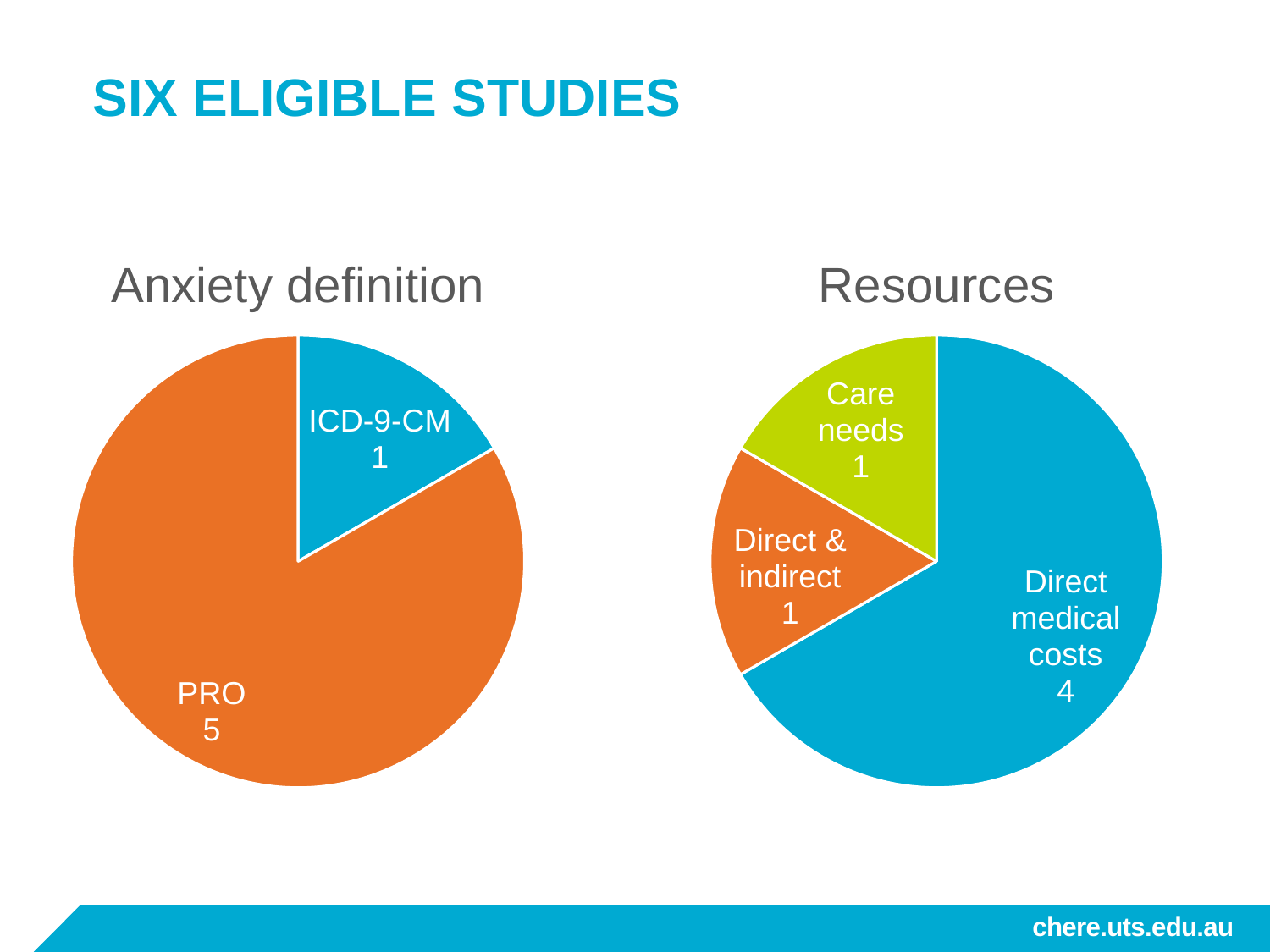# SIX ELIGIBLE STUDIES

## Anxiety definition

- ICD-9-CM: 1
- PRO: 5

## Resources

- Care needs: 1
- Direct & indirect: 1
- Direct medical costs: 4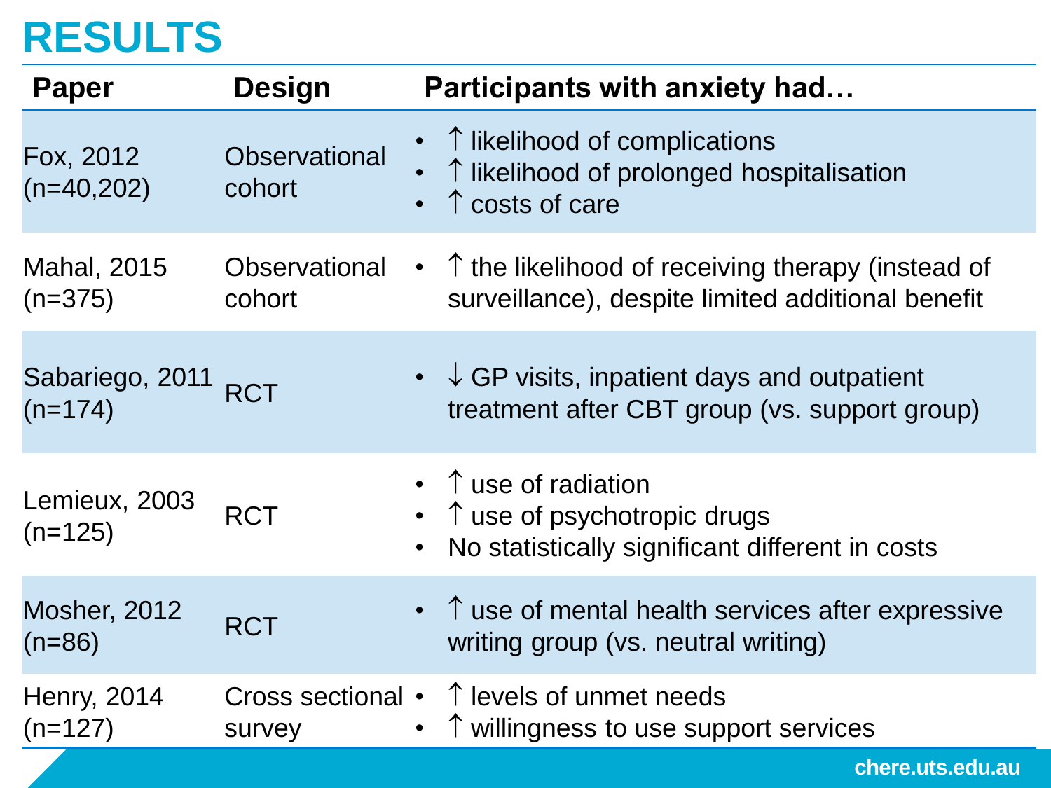# RESULTS

| Paper | Design | Participants with anxiety had… |
|---|---|---|
| Fox, 2012 (n=40,202) | Observational cohort | • ↑ likelihood of complications<br>• ↑ likelihood of prolonged hospitalisation<br>• ↑ costs of care |
| Mahal, 2015 (n=375) | Observational cohort | • ↑ the likelihood of receiving therapy (instead of surveillance), despite limited additional benefit |
| Sabariego, 2011 (n=174) | RCT | • ↓ GP visits, inpatient days and outpatient treatment after CBT group (vs. support group) |
| Lemieux, 2003 (n=125) | RCT | • ↑ use of radiation<br>• ↑ use of psychotropic drugs<br>• No statistically significant different in costs |
| Mosher, 2012 (n=86) | RCT | • ↑ use of mental health services after expressive writing group (vs. neutral writing) |
| Henry, 2014 (n=127) | Cross sectional survey | • ↑ levels of unmet needs<br>• ↑ willingness to use support services |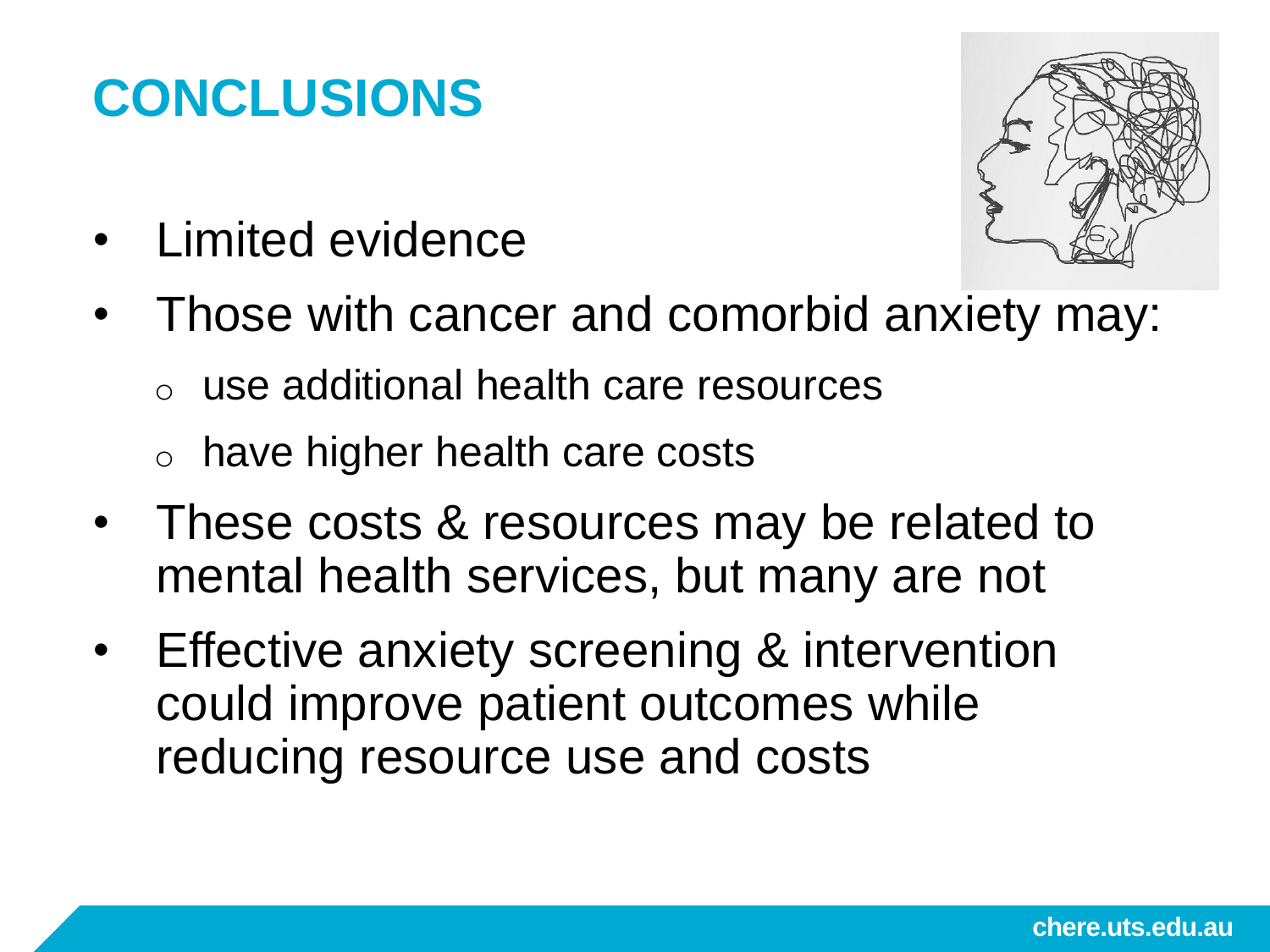# CONCLUSIONS

- Limited evidence
- Those with cancer and comorbid anxiety may:
  - use additional health care resources
  - have higher health care costs
- These costs & resources may be related to mental health services, but many are not
- Effective anxiety screening & intervention could improve patient outcomes while reducing resource use and costs